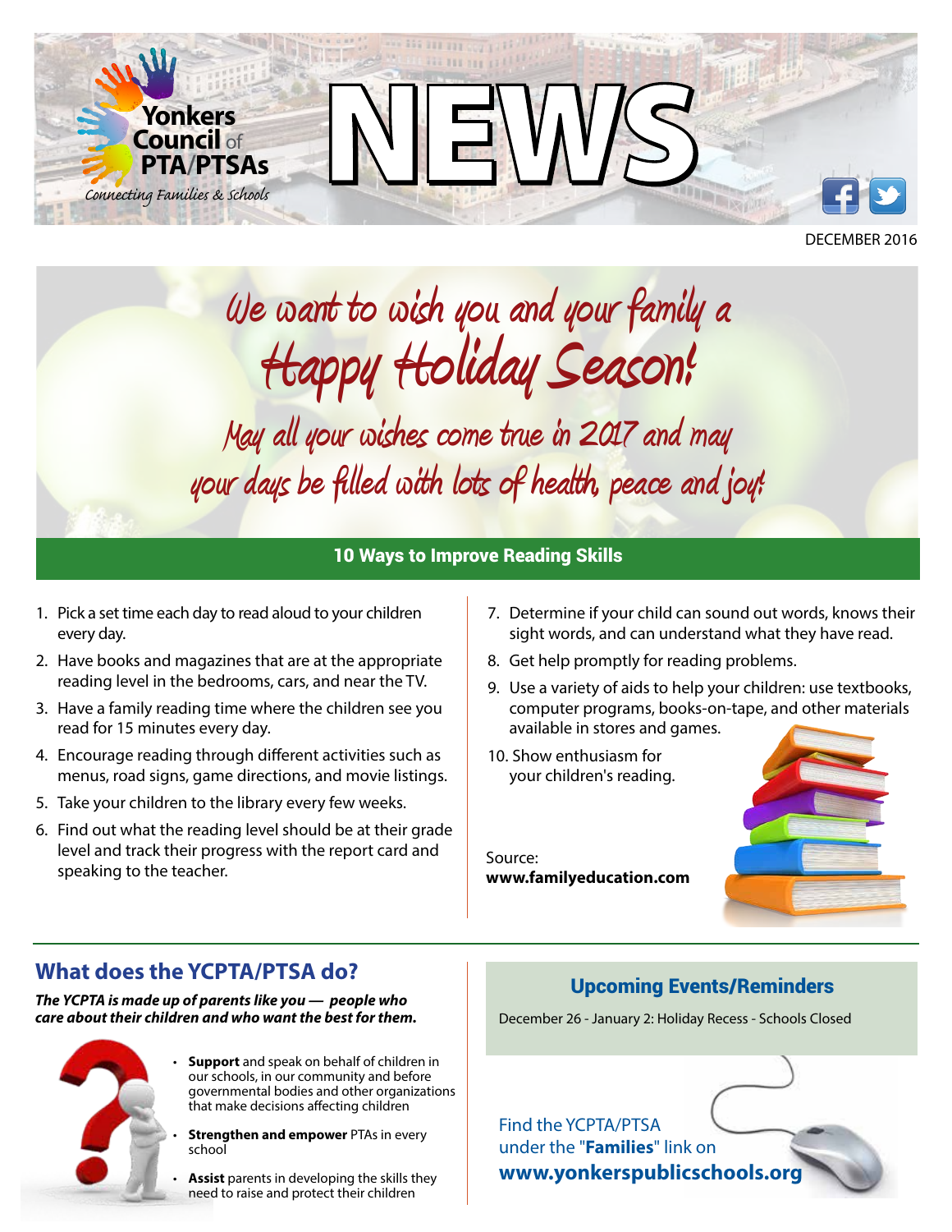Yonkers Council of PTA/PTSAs

Connecting Families & Schools

# NEWS

DECEMBER 2016

*We want to wish you and your family a*

## *Happy Holiday Season!*

*May all your wishes come true in 2017 and may your days be filled with lots of health, peace and joy!*

## 10 Ways to Improve Reading Skills

1. Pick a set time each day to read aloud to your children every day.
2. Have books and magazines that are at the appropriate reading level in the bedrooms, cars, and near the TV.
3. Have a family reading time where the children see you read for 15 minutes every day.
4. Encourage reading through different activities such as menus, road signs, game directions, and movie listings.
5. Take your children to the library every few weeks.
6. Find out what the reading level should be at their grade level and track their progress with the report card and speaking to the teacher.
7. Determine if your child can sound out words, knows their sight words, and can understand what they have read.
8. Get help promptly for reading problems.
9. Use a variety of aids to help your children: use textbooks, computer programs, books-on-tape, and other materials available in stores and games.
10. Show enthusiasm for your children's reading.

Source:
**www.familyeducation.com**

## What does the YCPTA/PTSA do?

***The YCPTA is made up of parents like you — people who care about their children and who want the best for them.***

- **Support** and speak on behalf of children in our schools, in our community and before governmental bodies and other organizations that make decisions affecting children
- **Strengthen and empower** PTAs in every school
- **Assist** parents in developing the skills they need to raise and protect their children

## Upcoming Events/Reminders

December 26 - January 2: Holiday Recess - Schools Closed

Find the YCPTA/PTSA under the "**Families**" link on **www.yonkerspublicschools.org**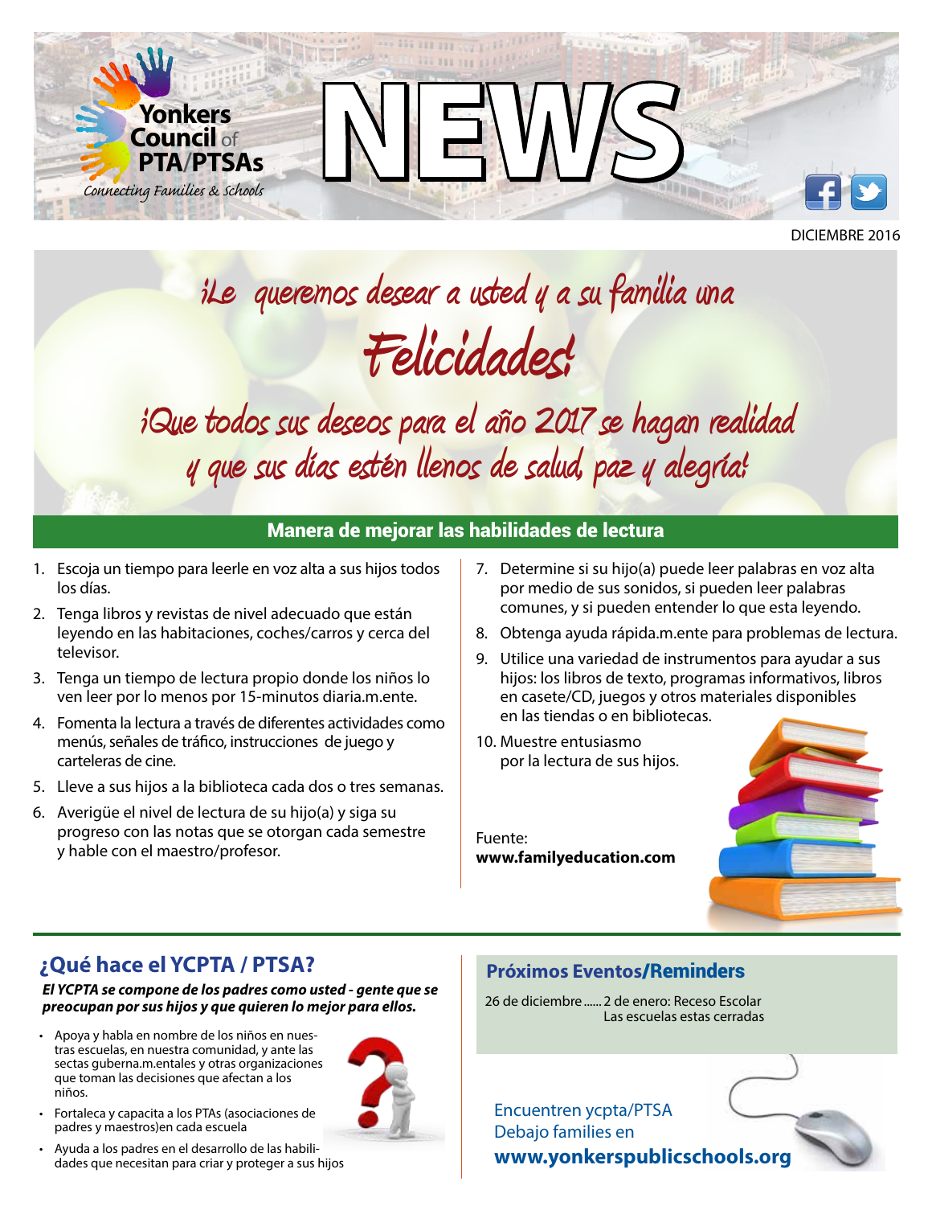Yonkers Council of PTA/PTSAs

Connecting Families & Schools

# NEWS

DICIEMBRE 2016

¡Le queremos desear a usted y a su familia una

## Felicidades!

¡Que todos sus deseos para el año 2017 se hagan realidad y que sus días estén llenos de salud, paz y alegría!

## Manera de mejorar las habilidades de lectura

1. Escoja un tiempo para leerle en voz alta a sus hijos todos los días.
2. Tenga libros y revistas de nivel adecuado que están leyendo en las habitaciones, coches/carros y cerca del televisor.
3. Tenga un tiempo de lectura propio donde los niños lo ven leer por lo menos por 15-minutos diaria.m.ente.
4. Fomenta la lectura a través de diferentes actividades como menús, señales de tráfico, instrucciones de juego y carteleras de cine.
5. Lleve a sus hijos a la biblioteca cada dos o tres semanas.
6. Averigüe el nivel de lectura de su hijo(a) y siga su progreso con las notas que se otorgan cada semestre y hable con el maestro/profesor.
7. Determine si su hijo(a) puede leer palabras en voz alta por medio de sus sonidos, si pueden leer palabras comunes, y si pueden entender lo que esta leyendo.
8. Obtenga ayuda rápida.m.ente para problemas de lectura.
9. Utilice una variedad de instrumentos para ayudar a sus hijos: los libros de texto, programas informativos, libros en casete/CD, juegos y otros materiales disponibles en las tiendas o en bibliotecas.
10. Muestre entusiasmo por la lectura de sus hijos.

Fuente:
**www.familyeducation.com**

## ¿Qué hace el YCPTA / PTSA?

***El YCPTA se compone de los padres como usted - gente que se preocupan por sus hijos y que quieren lo mejor para ellos.***

- Apoya y habla en nombre de los niños en nuestras escuelas, en nuestra comunidad, y ante las sectas guberna.m.entales y otras organizaciones que toman las decisiones que afectan a los niños.
- Fortaleca y capacita a los PTAs (asociaciones de padres y maestros)en cada escuela
- Ayuda a los padres en el desarrollo de las habilidades que necesitan para criar y proteger a sus hijos

## Próximos Eventos/Reminders

26 de diciembre ...... 2 de enero: Receso Escolar
Las escuelas estas cerradas

Encuentren ycpta/PTSA
Debajo families en
**www.yonkerspublicschools.org**